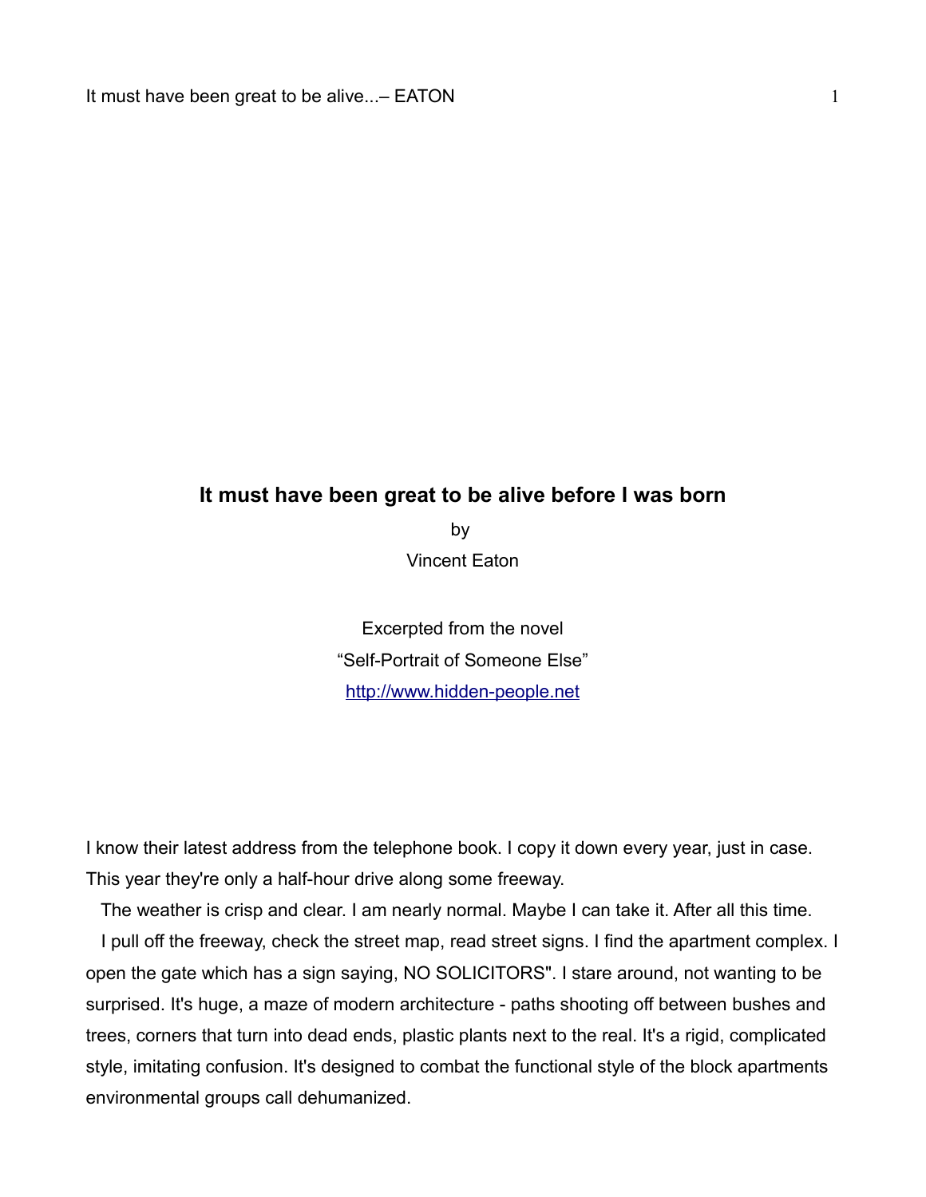# It must have been great to be alive before I was born

by

Vincent Eaton

Excerpted from the novel

"Self-Portrait of Someone Else"

http://www.hidden-people.net

I know their latest address from the telephone book. I copy it down every year, just in case. This year they're only a half-hour drive along some freeway.

The weather is crisp and clear. I am nearly normal. Maybe I can take it. After all this time.

I pull off the freeway, check the street map, read street signs. I find the apartment complex. I open the gate which has a sign saying, NO SOLICITORS". I stare around, not wanting to be surprised. It's huge, a maze of modern architecture - paths shooting off between bushes and trees, corners that turn into dead ends, plastic plants next to the real. It's a rigid, complicated style, imitating confusion. It's designed to combat the functional style of the block apartments environmental groups call dehumanized.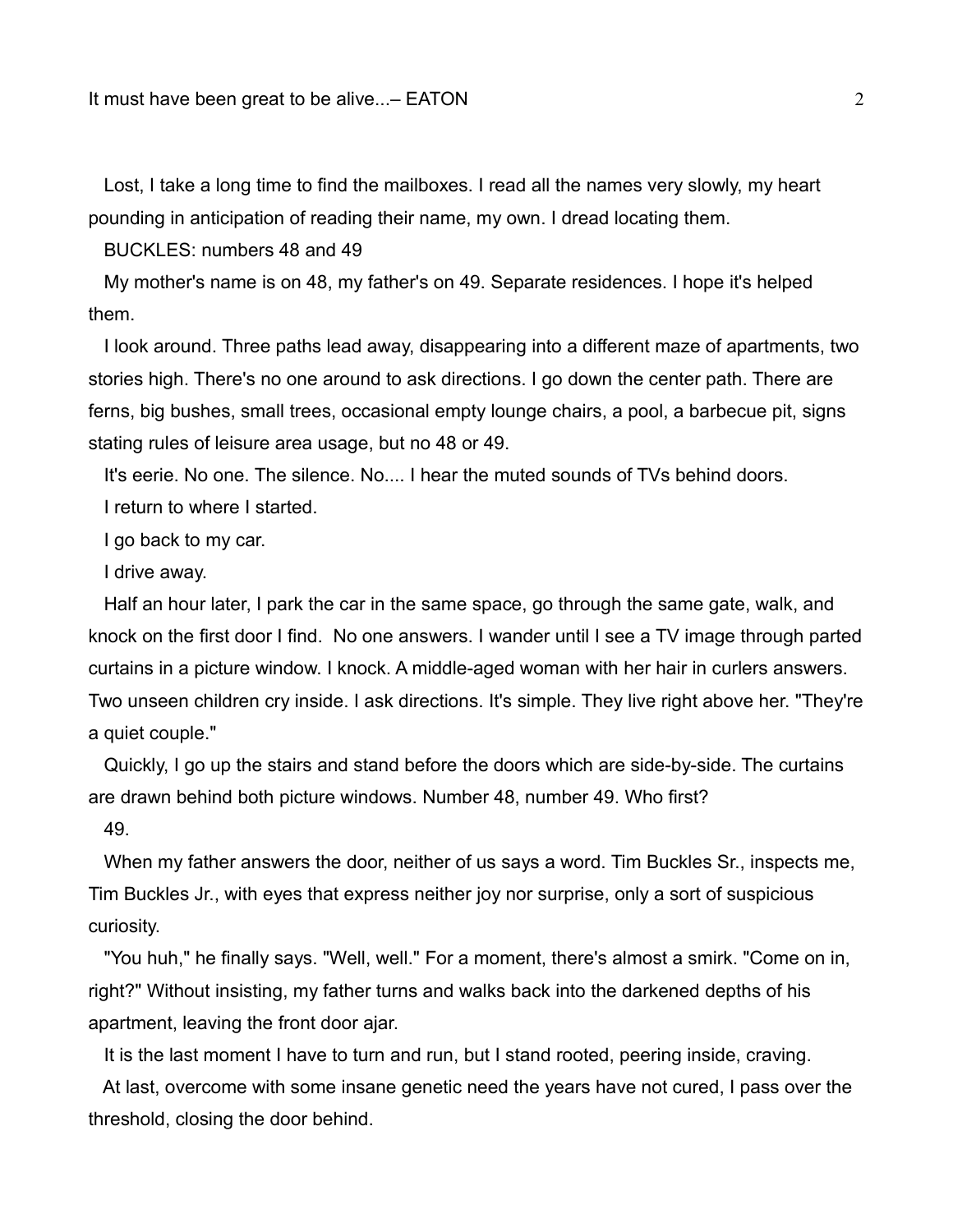Lost, I take a long time to find the mailboxes. I read all the names very slowly, my heart pounding in anticipation of reading their name, my own. I dread locating them.

BUCKLES: numbers 48 and 49

My mother's name is on 48, my father's on 49. Separate residences. I hope it's helped them.

I look around. Three paths lead away, disappearing into a different maze of apartments, two stories high. There's no one around to ask directions. I go down the center path. There are ferns, big bushes, small trees, occasional empty lounge chairs, a pool, a barbecue pit, signs stating rules of leisure area usage, but no 48 or 49.

It's eerie. No one. The silence. No.... I hear the muted sounds of TVs behind doors.

I return to where I started.

I go back to my car.

I drive away.

Half an hour later, I park the car in the same space, go through the same gate, walk, and knock on the first door I find. No one answers. I wander until I see a TV image through parted curtains in a picture window. I knock. A middle-aged woman with her hair in curlers answers. Two unseen children cry inside. I ask directions. It's simple. They live right above her. "They're a quiet couple."

Quickly, I go up the stairs and stand before the doors which are side-by-side. The curtains are drawn behind both picture windows. Number 48, number 49. Who first?

49.

When my father answers the door, neither of us says a word. Tim Buckles Sr., inspects me, Tim Buckles Jr., with eyes that express neither joy nor surprise, only a sort of suspicious curiosity.

"You huh," he finally says. "Well, well." For a moment, there's almost a smirk. "Come on in, right?" Without insisting, my father turns and walks back into the darkened depths of his apartment, leaving the front door ajar.

It is the last moment I have to turn and run, but I stand rooted, peering inside, craving.

At last, overcome with some insane genetic need the years have not cured, I pass over the threshold, closing the door behind.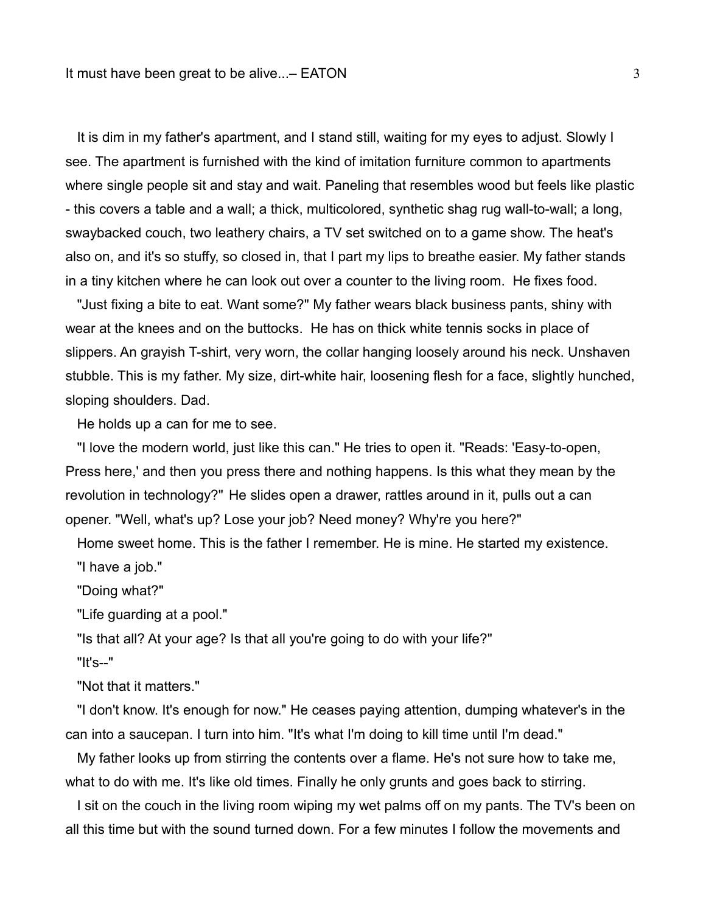It is dim in my father's apartment, and I stand still, waiting for my eyes to adjust. Slowly I see. The apartment is furnished with the kind of imitation furniture common to apartments where single people sit and stay and wait. Paneling that resembles wood but feels like plastic - this covers a table and a wall; a thick, multicolored, synthetic shag rug wall-to-wall; a long, swaybacked couch, two leathery chairs, a TV set switched on to a game show. The heat's also on, and it's so stuffy, so closed in, that I part my lips to breathe easier. My father stands in a tiny kitchen where he can look out over a counter to the living room. He fixes food.

"Just fixing a bite to eat. Want some?" My father wears black business pants, shiny with wear at the knees and on the buttocks. He has on thick white tennis socks in place of slippers. An grayish T-shirt, very worn, the collar hanging loosely around his neck. Unshaven stubble. This is my father. My size, dirt-white hair, loosening flesh for a face, slightly hunched, sloping shoulders. Dad.

He holds up a can for me to see.

"I love the modern world, just like this can." He tries to open it. "Reads: 'Easy-to-open, Press here,' and then you press there and nothing happens. Is this what they mean by the revolution in technology?" He slides open a drawer, rattles around in it, pulls out a can opener. "Well, what's up? Lose your job? Need money? Why're you here?"

Home sweet home. This is the father I remember. He is mine. He started my existence.

"I have a job."

"Doing what?"

"Life guarding at a pool."

"Is that all? At your age? Is that all you're going to do with your life?"

"It's--"

"Not that it matters."

"I don't know. It's enough for now." He ceases paying attention, dumping whatever's in the can into a saucepan. I turn into him. "It's what I'm doing to kill time until I'm dead."

My father looks up from stirring the contents over a flame. He's not sure how to take me, what to do with me. It's like old times. Finally he only grunts and goes back to stirring.

I sit on the couch in the living room wiping my wet palms off on my pants. The TV's been on all this time but with the sound turned down. For a few minutes I follow the movements and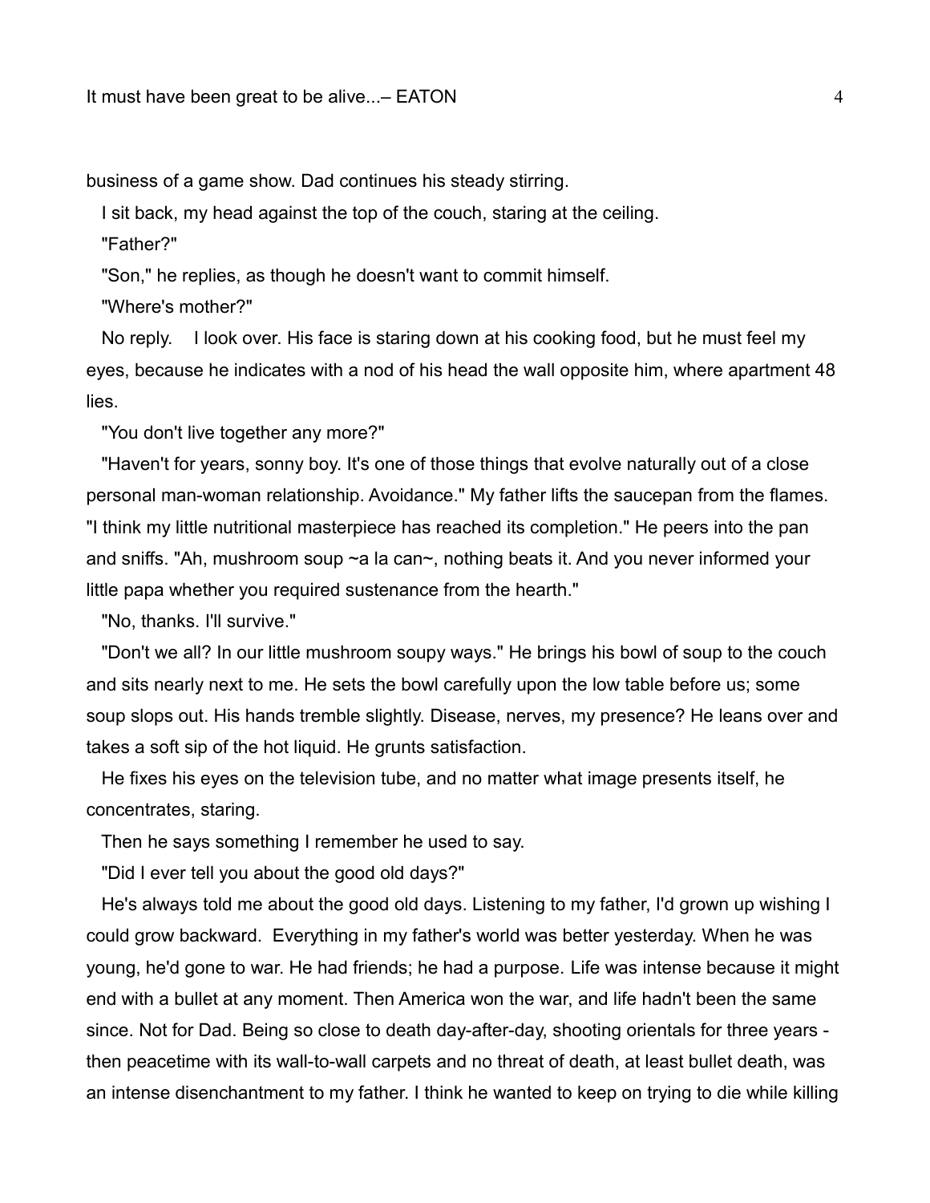business of a game show. Dad continues his steady stirring.

I sit back, my head against the top of the couch, staring at the ceiling.

"Father?"

"Son," he replies, as though he doesn't want to commit himself.

"Where's mother?"

No reply. I look over. His face is staring down at his cooking food, but he must feel my eyes, because he indicates with a nod of his head the wall opposite him, where apartment 48 lies.

"You don't live together any more?"

"Haven't for years, sonny boy. It's one of those things that evolve naturally out of a close personal man-woman relationship. Avoidance." My father lifts the saucepan from the flames. "I think my little nutritional masterpiece has reached its completion." He peers into the pan and sniffs. "Ah, mushroom soup ~a la can~, nothing beats it. And you never informed your little papa whether you required sustenance from the hearth."

"No, thanks. I'll survive."

"Don't we all? In our little mushroom soupy ways." He brings his bowl of soup to the couch and sits nearly next to me. He sets the bowl carefully upon the low table before us; some soup slops out. His hands tremble slightly. Disease, nerves, my presence? He leans over and takes a soft sip of the hot liquid. He grunts satisfaction.

He fixes his eyes on the television tube, and no matter what image presents itself, he concentrates, staring.

Then he says something I remember he used to say.

"Did I ever tell you about the good old days?"

He's always told me about the good old days. Listening to my father, I'd grown up wishing I could grow backward. Everything in my father's world was better yesterday. When he was young, he'd gone to war. He had friends; he had a purpose. Life was intense because it might end with a bullet at any moment. Then America won the war, and life hadn't been the same since. Not for Dad. Being so close to death day-after-day, shooting orientals for three years - then peacetime with its wall-to-wall carpets and no threat of death, at least bullet death, was an intense disenchantment to my father. I think he wanted to keep on trying to die while killing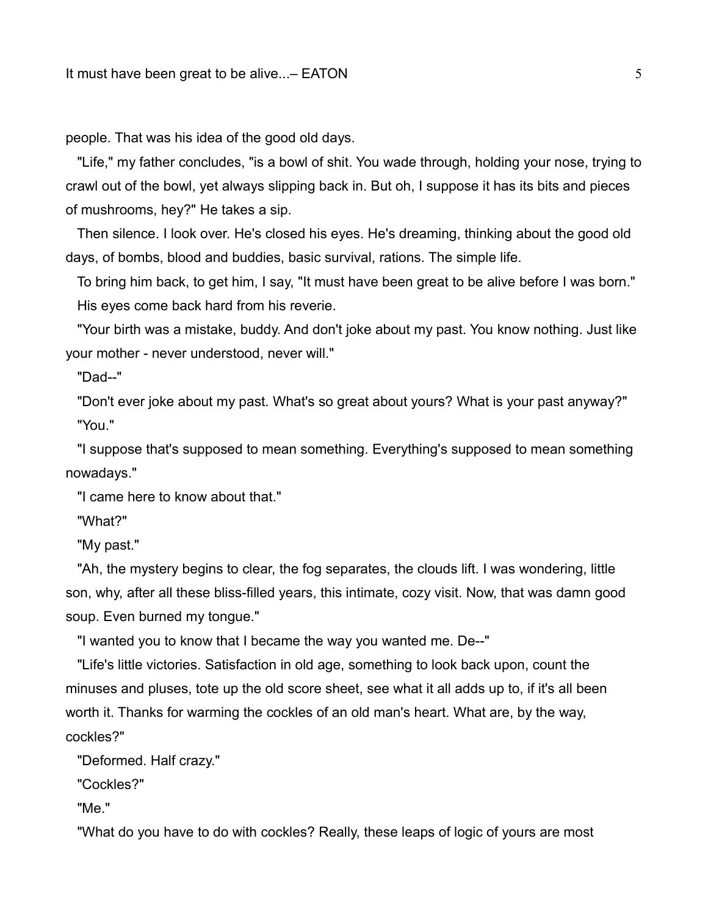people. That was his idea of the good old days.

"Life," my father concludes, "is a bowl of shit. You wade through, holding your nose, trying to crawl out of the bowl, yet always slipping back in. But oh, I suppose it has its bits and pieces of mushrooms, hey?" He takes a sip.

Then silence. I look over. He's closed his eyes. He's dreaming, thinking about the good old days, of bombs, blood and buddies, basic survival, rations. The simple life.

To bring him back, to get him, I say, "It must have been great to be alive before I was born."

His eyes come back hard from his reverie.

"Your birth was a mistake, buddy. And don't joke about my past. You know nothing. Just like your mother - never understood, never will."

"Dad--"

"Don't ever joke about my past. What's so great about yours? What is your past anyway?"

"You."

"I suppose that's supposed to mean something. Everything's supposed to mean something nowadays."

"I came here to know about that."

"What?"

"My past."

"Ah, the mystery begins to clear, the fog separates, the clouds lift. I was wondering, little son, why, after all these bliss-filled years, this intimate, cozy visit. Now, that was damn good soup. Even burned my tongue."

"I wanted you to know that I became the way you wanted me. De--"

"Life's little victories. Satisfaction in old age, something to look back upon, count the minuses and pluses, tote up the old score sheet, see what it all adds up to, if it's all been worth it. Thanks for warming the cockles of an old man's heart. What are, by the way, cockles?"

"Deformed. Half crazy."

"Cockles?"

"Me."

"What do you have to do with cockles? Really, these leaps of logic of yours are most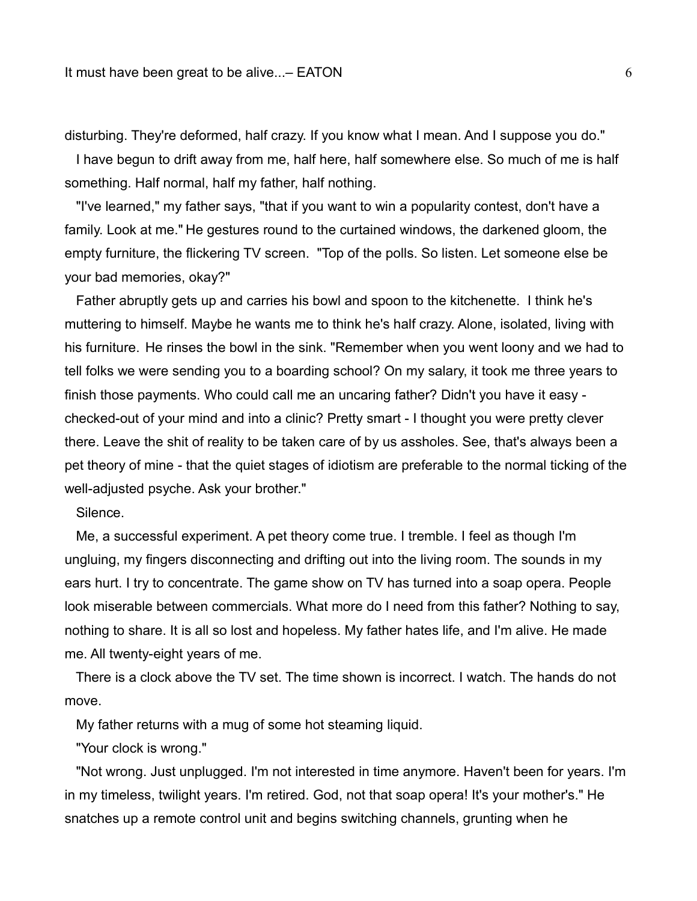disturbing. They're deformed, half crazy. If you know what I mean. And I suppose you do."

I have begun to drift away from me, half here, half somewhere else. So much of me is half something. Half normal, half my father, half nothing.

"I've learned," my father says, "that if you want to win a popularity contest, don't have a family. Look at me." He gestures round to the curtained windows, the darkened gloom, the empty furniture, the flickering TV screen. "Top of the polls. So listen. Let someone else be your bad memories, okay?"

Father abruptly gets up and carries his bowl and spoon to the kitchenette. I think he's muttering to himself. Maybe he wants me to think he's half crazy. Alone, isolated, living with his furniture. He rinses the bowl in the sink. "Remember when you went loony and we had to tell folks we were sending you to a boarding school? On my salary, it took me three years to finish those payments. Who could call me an uncaring father? Didn't you have it easy - checked-out of your mind and into a clinic? Pretty smart - I thought you were pretty clever there. Leave the shit of reality to be taken care of by us assholes. See, that's always been a pet theory of mine - that the quiet stages of idiotism are preferable to the normal ticking of the well-adjusted psyche. Ask your brother."

Silence.

Me, a successful experiment. A pet theory come true. I tremble. I feel as though I'm ungluing, my fingers disconnecting and drifting out into the living room. The sounds in my ears hurt. I try to concentrate. The game show on TV has turned into a soap opera. People look miserable between commercials. What more do I need from this father? Nothing to say, nothing to share. It is all so lost and hopeless. My father hates life, and I'm alive. He made me. All twenty-eight years of me.

There is a clock above the TV set. The time shown is incorrect. I watch. The hands do not move.

My father returns with a mug of some hot steaming liquid.

"Your clock is wrong."

"Not wrong. Just unplugged. I'm not interested in time anymore. Haven't been for years. I'm in my timeless, twilight years. I'm retired. God, not that soap opera! It's your mother's." He snatches up a remote control unit and begins switching channels, grunting when he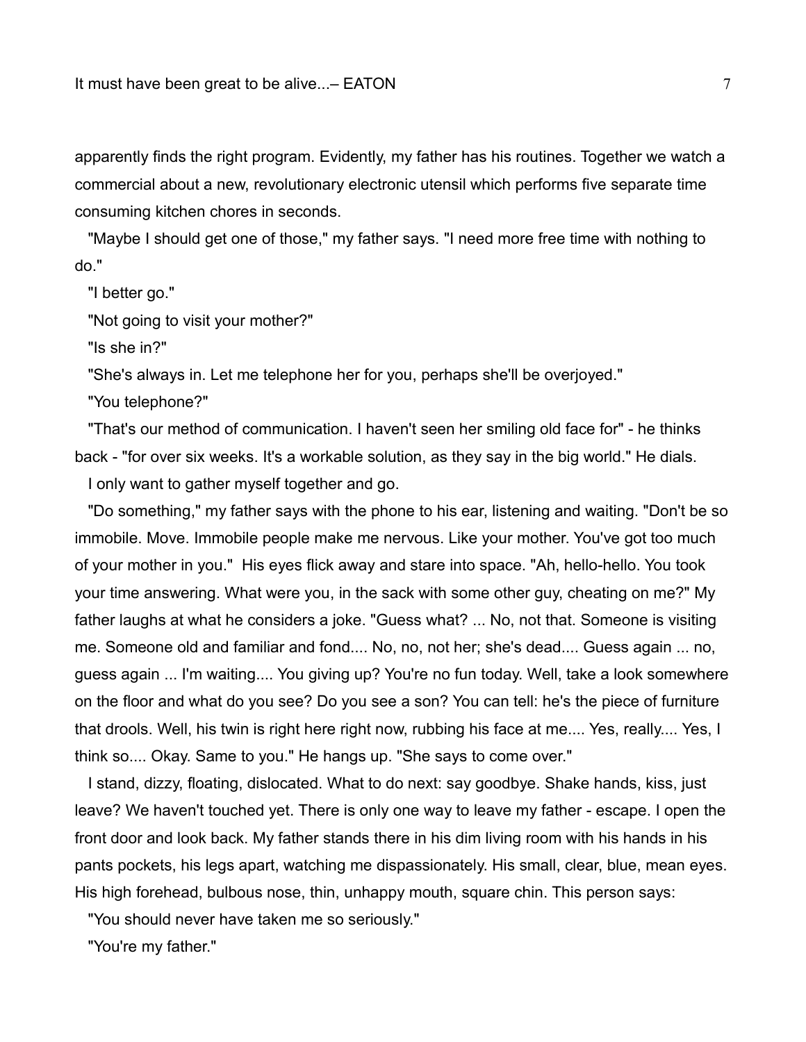apparently finds the right program. Evidently, my father has his routines. Together we watch a commercial about a new, revolutionary electronic utensil which performs five separate time consuming kitchen chores in seconds.

"Maybe I should get one of those," my father says. "I need more free time with nothing to do."

"I better go."

"Not going to visit your mother?"

"Is she in?"

"She's always in. Let me telephone her for you, perhaps she'll be overjoyed."

"You telephone?"

"That's our method of communication. I haven't seen her smiling old face for" - he thinks back - "for over six weeks. It's a workable solution, as they say in the big world." He dials.

I only want to gather myself together and go.

"Do something," my father says with the phone to his ear, listening and waiting. "Don't be so immobile. Move. Immobile people make me nervous. Like your mother. You've got too much of your mother in you." His eyes flick away and stare into space. "Ah, hello-hello. You took your time answering. What were you, in the sack with some other guy, cheating on me?" My father laughs at what he considers a joke. "Guess what? ... No, not that. Someone is visiting me. Someone old and familiar and fond.... No, no, not her; she's dead.... Guess again ... no, guess again ... I'm waiting.... You giving up? You're no fun today. Well, take a look somewhere on the floor and what do you see? Do you see a son? You can tell: he's the piece of furniture that drools. Well, his twin is right here right now, rubbing his face at me.... Yes, really.... Yes, I think so.... Okay. Same to you." He hangs up. "She says to come over."

I stand, dizzy, floating, dislocated. What to do next: say goodbye. Shake hands, kiss, just leave? We haven't touched yet. There is only one way to leave my father - escape. I open the front door and look back. My father stands there in his dim living room with his hands in his pants pockets, his legs apart, watching me dispassionately. His small, clear, blue, mean eyes. His high forehead, bulbous nose, thin, unhappy mouth, square chin. This person says:

"You should never have taken me so seriously."

"You're my father."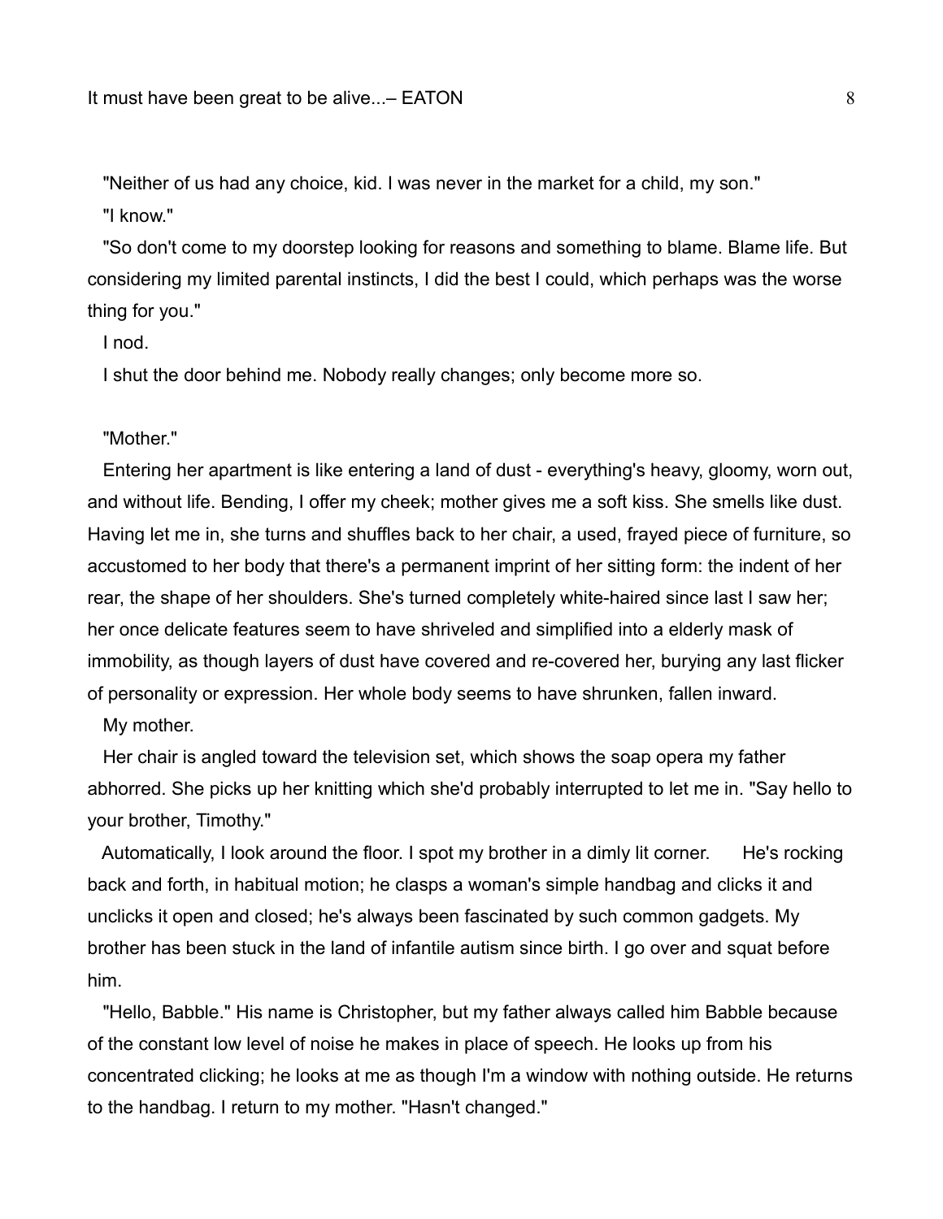"Neither of us had any choice, kid. I was never in the market for a child, my son."

"I know."

"So don't come to my doorstep looking for reasons and something to blame. Blame life. But considering my limited parental instincts, I did the best I could, which perhaps was the worse thing for you."

I nod.

I shut the door behind me. Nobody really changes; only become more so.

"Mother."

Entering her apartment is like entering a land of dust - everything's heavy, gloomy, worn out, and without life. Bending, I offer my cheek; mother gives me a soft kiss. She smells like dust. Having let me in, she turns and shuffles back to her chair, a used, frayed piece of furniture, so accustomed to her body that there's a permanent imprint of her sitting form: the indent of her rear, the shape of her shoulders. She's turned completely white-haired since last I saw her; her once delicate features seem to have shriveled and simplified into a elderly mask of immobility, as though layers of dust have covered and re-covered her, burying any last flicker of personality or expression. Her whole body seems to have shrunken, fallen inward.

My mother.

Her chair is angled toward the television set, which shows the soap opera my father abhorred. She picks up her knitting which she'd probably interrupted to let me in. "Say hello to your brother, Timothy."

Automatically, I look around the floor. I spot my brother in a dimly lit corner. He's rocking back and forth, in habitual motion; he clasps a woman's simple handbag and clicks it and unclicks it open and closed; he's always been fascinated by such common gadgets. My brother has been stuck in the land of infantile autism since birth. I go over and squat before him.

"Hello, Babble." His name is Christopher, but my father always called him Babble because of the constant low level of noise he makes in place of speech. He looks up from his concentrated clicking; he looks at me as though I'm a window with nothing outside. He returns to the handbag. I return to my mother. "Hasn't changed."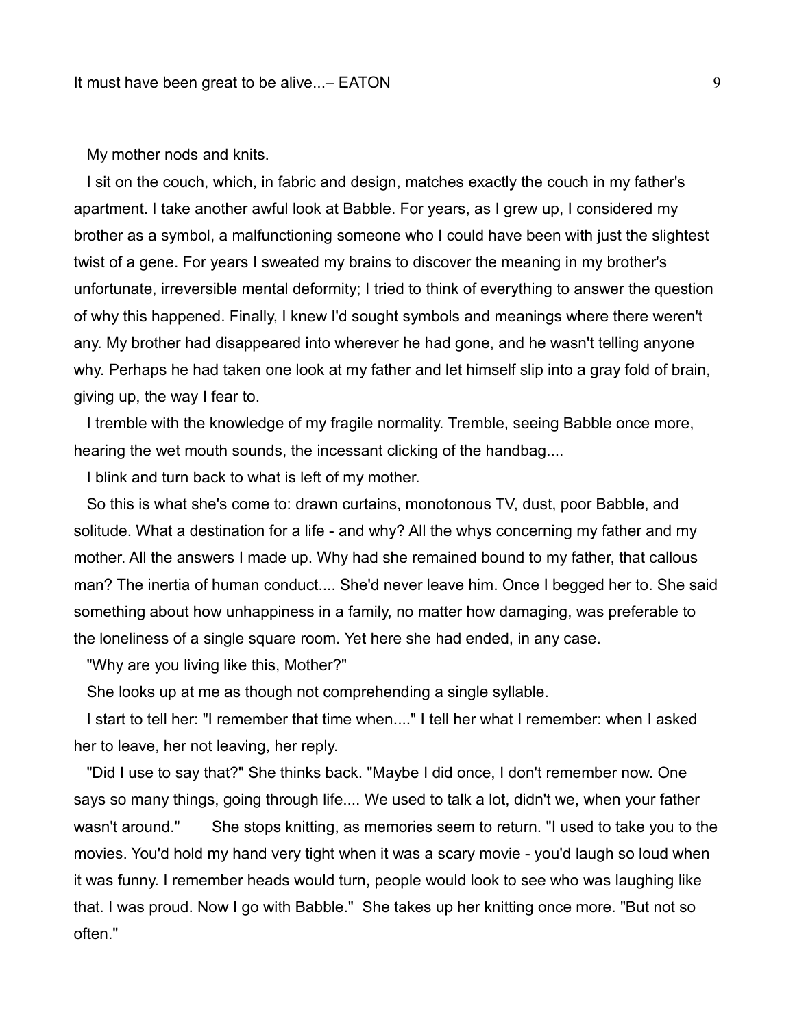My mother nods and knits.

I sit on the couch, which, in fabric and design, matches exactly the couch in my father's apartment. I take another awful look at Babble. For years, as I grew up, I considered my brother as a symbol, a malfunctioning someone who I could have been with just the slightest twist of a gene. For years I sweated my brains to discover the meaning in my brother's unfortunate, irreversible mental deformity; I tried to think of everything to answer the question of why this happened. Finally, I knew I'd sought symbols and meanings where there weren't any. My brother had disappeared into wherever he had gone, and he wasn't telling anyone why. Perhaps he had taken one look at my father and let himself slip into a gray fold of brain, giving up, the way I fear to.

I tremble with the knowledge of my fragile normality. Tremble, seeing Babble once more, hearing the wet mouth sounds, the incessant clicking of the handbag....

I blink and turn back to what is left of my mother.

So this is what she's come to: drawn curtains, monotonous TV, dust, poor Babble, and solitude. What a destination for a life - and why? All the whys concerning my father and my mother. All the answers I made up. Why had she remained bound to my father, that callous man? The inertia of human conduct.... She'd never leave him. Once I begged her to. She said something about how unhappiness in a family, no matter how damaging, was preferable to the loneliness of a single square room. Yet here she had ended, in any case.

"Why are you living like this, Mother?"

She looks up at me as though not comprehending a single syllable.

I start to tell her: "I remember that time when...." I tell her what I remember: when I asked her to leave, her not leaving, her reply.

"Did I use to say that?" She thinks back. "Maybe I did once, I don't remember now. One says so many things, going through life.... We used to talk a lot, didn't we, when your father wasn't around." She stops knitting, as memories seem to return. "I used to take you to the movies. You'd hold my hand very tight when it was a scary movie - you'd laugh so loud when it was funny. I remember heads would turn, people would look to see who was laughing like that. I was proud. Now I go with Babble." She takes up her knitting once more. "But not so often."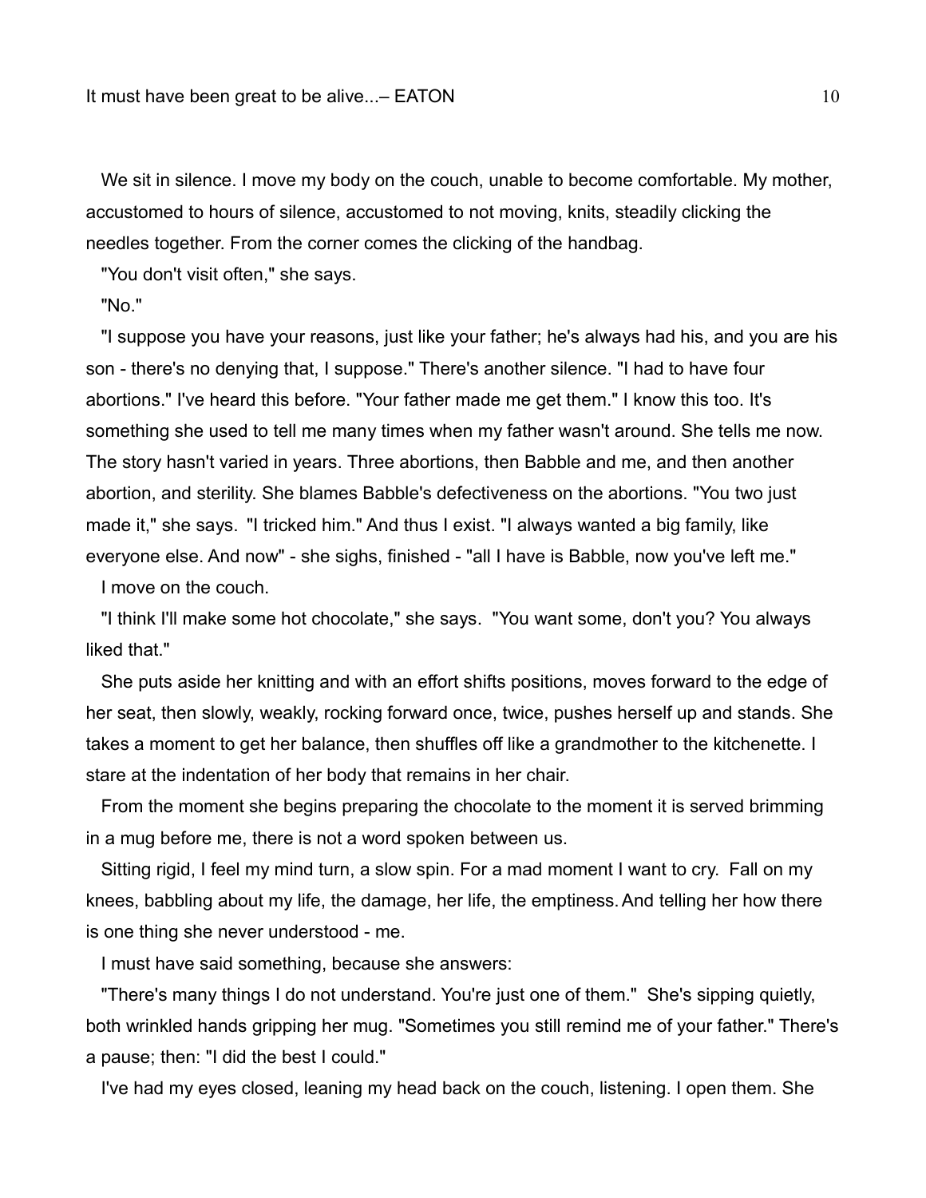We sit in silence. I move my body on the couch, unable to become comfortable. My mother, accustomed to hours of silence, accustomed to not moving, knits, steadily clicking the needles together. From the corner comes the clicking of the handbag.

"You don't visit often," she says.

"No."

"I suppose you have your reasons, just like your father; he's always had his, and you are his son - there's no denying that, I suppose." There's another silence. "I had to have four abortions." I've heard this before. "Your father made me get them." I know this too. It's something she used to tell me many times when my father wasn't around. She tells me now. The story hasn't varied in years. Three abortions, then Babble and me, and then another abortion, and sterility. She blames Babble's defectiveness on the abortions. "You two just made it," she says. "I tricked him." And thus I exist. "I always wanted a big family, like everyone else. And now" - she sighs, finished - "all I have is Babble, now you've left me."

I move on the couch.

"I think I'll make some hot chocolate," she says. "You want some, don't you? You always liked that."

She puts aside her knitting and with an effort shifts positions, moves forward to the edge of her seat, then slowly, weakly, rocking forward once, twice, pushes herself up and stands. She takes a moment to get her balance, then shuffles off like a grandmother to the kitchenette. I stare at the indentation of her body that remains in her chair.

From the moment she begins preparing the chocolate to the moment it is served brimming in a mug before me, there is not a word spoken between us.

Sitting rigid, I feel my mind turn, a slow spin. For a mad moment I want to cry. Fall on my knees, babbling about my life, the damage, her life, the emptiness. And telling her how there is one thing she never understood - me.

I must have said something, because she answers:

"There's many things I do not understand. You're just one of them." She's sipping quietly, both wrinkled hands gripping her mug. "Sometimes you still remind me of your father." There's a pause; then: "I did the best I could."

I've had my eyes closed, leaning my head back on the couch, listening. I open them. She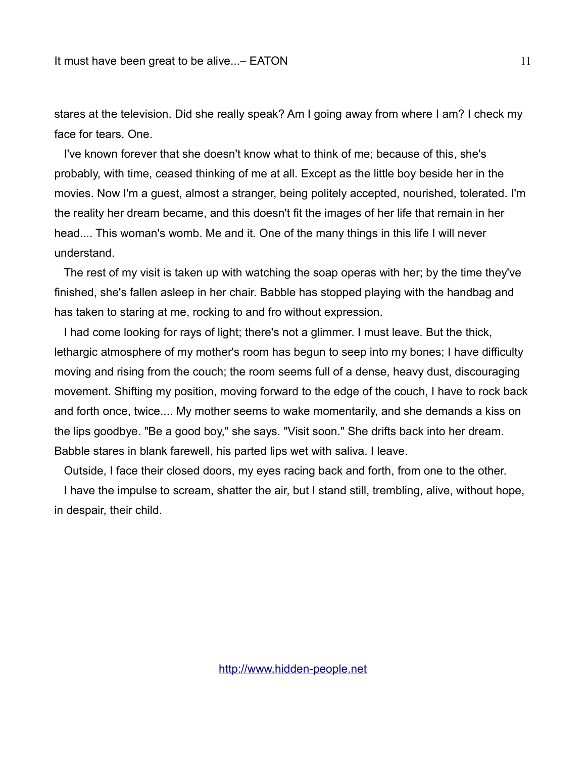stares at the television. Did she really speak? Am I going away from where I am? I check my face for tears. One.

I've known forever that she doesn't know what to think of me; because of this, she's probably, with time, ceased thinking of me at all. Except as the little boy beside her in the movies. Now I'm a guest, almost a stranger, being politely accepted, nourished, tolerated. I'm the reality her dream became, and this doesn't fit the images of her life that remain in her head.... This woman's womb. Me and it. One of the many things in this life I will never understand.

The rest of my visit is taken up with watching the soap operas with her; by the time they've finished, she's fallen asleep in her chair. Babble has stopped playing with the handbag and has taken to staring at me, rocking to and fro without expression.

I had come looking for rays of light; there's not a glimmer. I must leave. But the thick, lethargic atmosphere of my mother's room has begun to seep into my bones; I have difficulty moving and rising from the couch; the room seems full of a dense, heavy dust, discouraging movement. Shifting my position, moving forward to the edge of the couch, I have to rock back and forth once, twice.... My mother seems to wake momentarily, and she demands a kiss on the lips goodbye. "Be a good boy," she says. "Visit soon." She drifts back into her dream. Babble stares in blank farewell, his parted lips wet with saliva. I leave.

Outside, I face their closed doors, my eyes racing back and forth, from one to the other.

I have the impulse to scream, shatter the air, but I stand still, trembling, alive, without hope, in despair, their child.